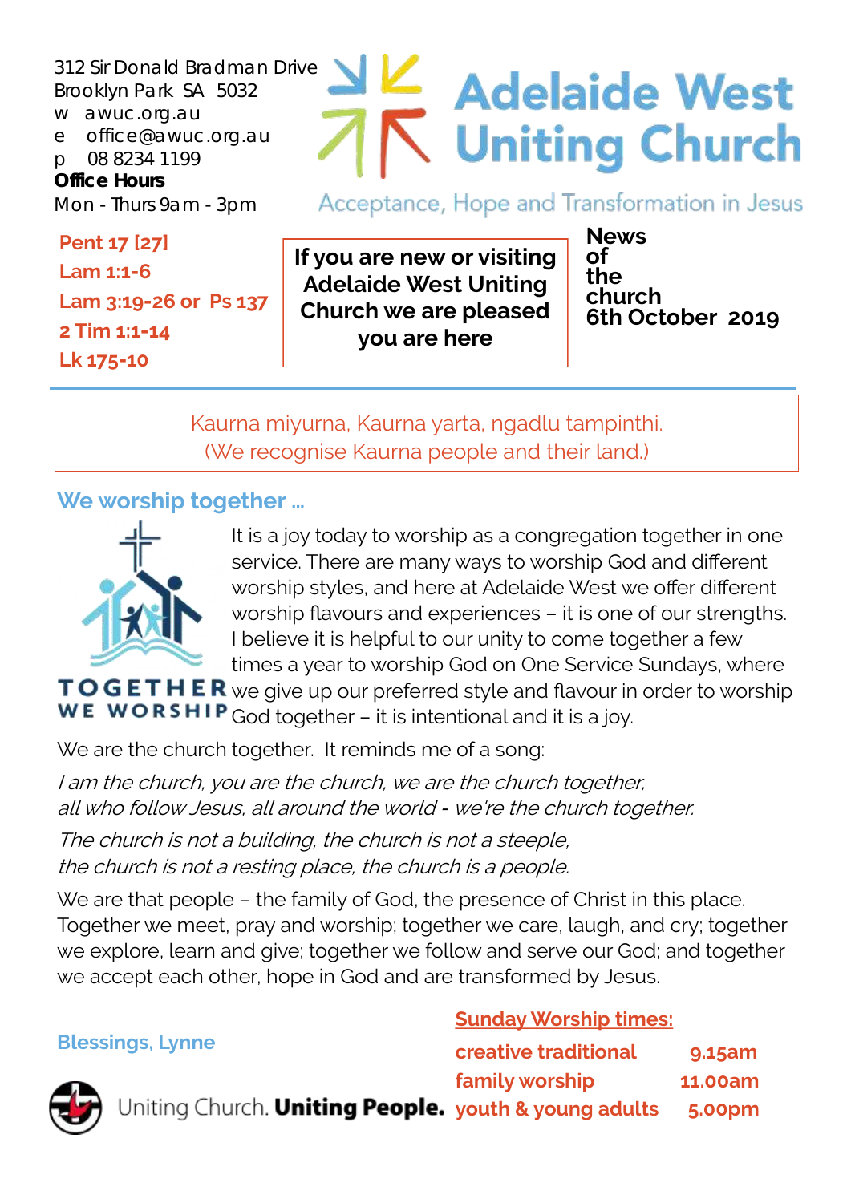312 Sir Donald Bradman Drive
Brooklyn Park SA 5032
w awuc.org.au
e office@awuc.org.au
p 08 8234 1199
**Office Hours**
Mon - Thurs 9am - 3pm

# Adelaide West Uniting Church

Acceptance, Hope and Transformation in Jesus

**Pent 17 [27]**
**Lam 1:1-6**
**Lam 3:19-26 or Ps 137**
**2 Tim 1:1-14**
**Lk 175-10**

**If you are new or visiting Adelaide West Uniting Church we are pleased you are here**

**News of the church**
**6th October 2019**

Kaurna miyurna, Kaurna yarta, ngadlu tampinthi.
(We recognise Kaurna people and their land.)

## We worship together ...

TOGETHER WE WORSHIP

It is a joy today to worship as a congregation together in one service. There are many ways to worship God and different worship styles, and here at Adelaide West we offer different worship flavours and experiences – it is one of our strengths. I believe it is helpful to our unity to come together a few times a year to worship God on One Service Sundays, where we give up our preferred style and flavour in order to worship God together – it is intentional and it is a joy.

We are the church together. It reminds me of a song:

*I am the church, you are the church, we are the church together,*
*all who follow Jesus, all around the world* - *we're the church together.*

*The church is not a building, the church is not a steeple,*
*the church is not a resting place, the church is a people.*

We are that people – the family of God, the presence of Christ in this place. Together we meet, pray and worship; together we care, laugh, and cry; together we explore, learn and give; together we follow and serve our God; and together we accept each other, hope in God and are transformed by Jesus.

**Blessings, Lynne**

**Sunday Worship times:**

| | |
|---|---|
| **creative traditional** | **9.15am** |
| **family worship** | **11.00am** |
| **youth & young adults** | **5.00pm** |

Uniting Church. **Uniting People.**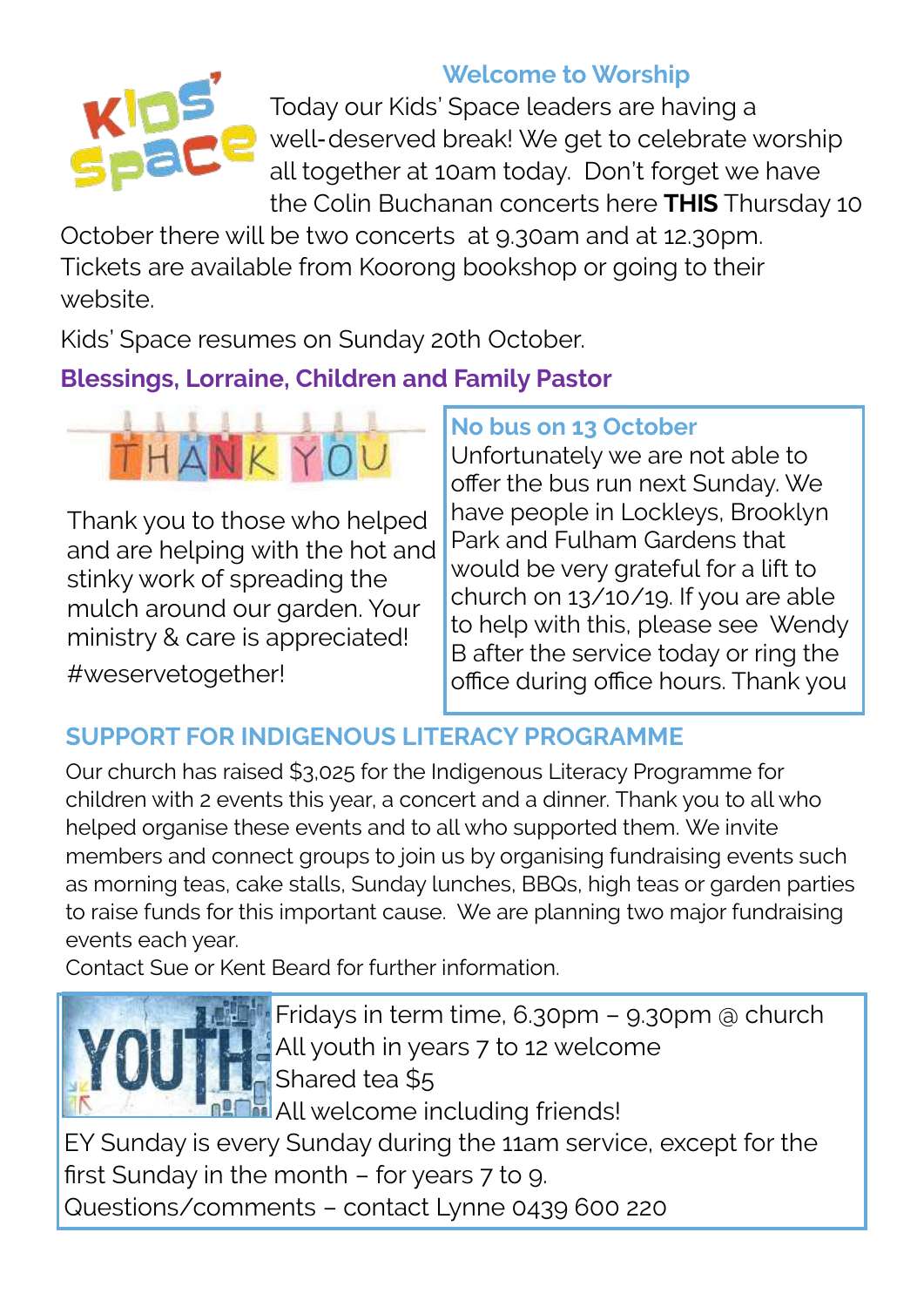## Welcome to Worship

Today our Kids' Space leaders are having a well-deserved break! We get to celebrate worship all together at 10am today. Don't forget we have the Colin Buchanan concerts here **THIS** Thursday 10 October there will be two concerts at 9.30am and at 12.30pm. Tickets are available from Koorong bookshop or going to their website.

Kids' Space resumes on Sunday 20th October.

**Blessings, Lorraine, Children and Family Pastor**

Thank you to those who helped and are helping with the hot and stinky work of spreading the mulch around our garden. Your ministry & care is appreciated!

#weservetogether!

### No bus on 13 October

Unfortunately we are not able to offer the bus run next Sunday. We have people in Lockleys, Brooklyn Park and Fulham Gardens that would be very grateful for a lift to church on 13/10/19. If you are able to help with this, please see Wendy B after the service today or ring the office during office hours. Thank you

## SUPPORT FOR INDIGENOUS LITERACY PROGRAMME

Our church has raised $3,025 for the Indigenous Literacy Programme for children with 2 events this year, a concert and a dinner. Thank you to all who helped organise these events and to all who supported them. We invite members and connect groups to join us by organising fundraising events such as morning teas, cake stalls, Sunday lunches, BBQs, high teas or garden parties to raise funds for this important cause. We are planning two major fundraising events each year.

Contact Sue or Kent Beard for further information.

## YOUTH

Fridays in term time, 6.30pm – 9.30pm @ church
All youth in years 7 to 12 welcome
Shared tea $5
All welcome including friends!

EY Sunday is every Sunday during the 11am service, except for the first Sunday in the month – for years 7 to 9.

Questions/comments – contact Lynne 0439 600 220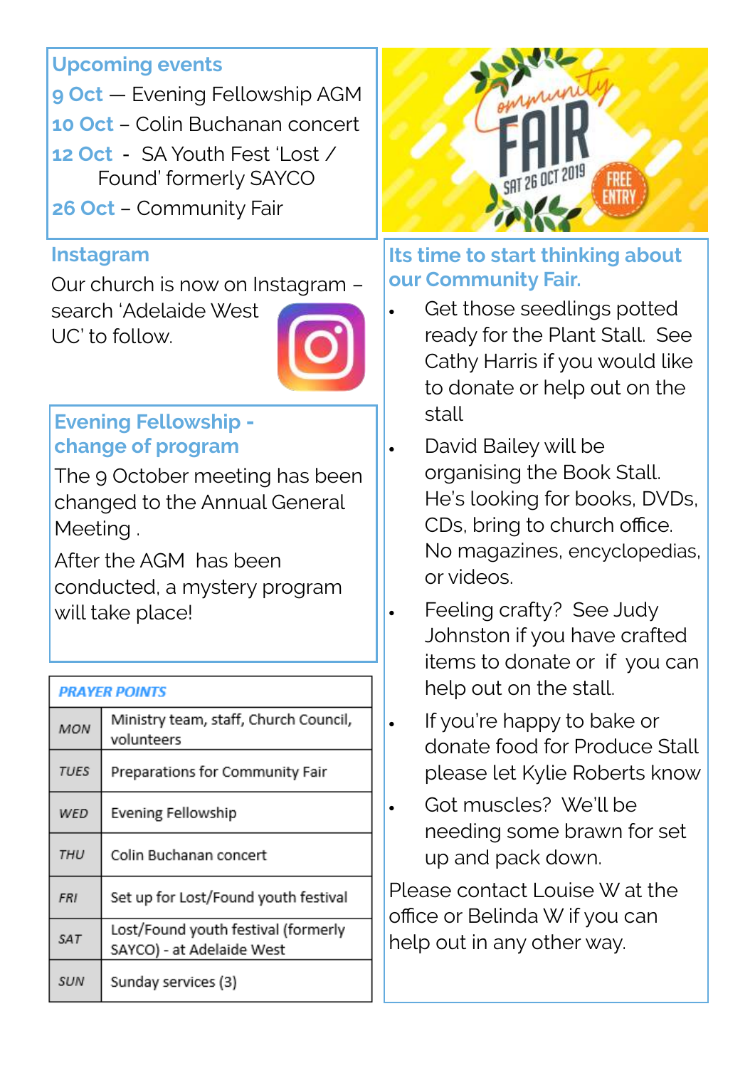## Upcoming events

**9 Oct** — Evening Fellowship AGM

**10 Oct** – Colin Buchanan concert

**12 Oct** - SA Youth Fest 'Lost / Found' formerly SAYCO

**26 Oct** – Community Fair

## Instagram

Our church is now on Instagram – search 'Adelaide West UC' to follow.

## Evening Fellowship - change of program

The 9 October meeting has been changed to the Annual General Meeting .

After the AGM has been conducted, a mystery program will take place!

| PRAYER POINTS | |
|---|---|
| MON | Ministry team, staff, Church Council, volunteers |
| TUES | Preparations for Community Fair |
| WED | Evening Fellowship |
| THU | Colin Buchanan concert |
| FRI | Set up for Lost/Found youth festival |
| SAT | Lost/Found youth festival (formerly SAYCO) - at Adelaide West |
| SUN | Sunday services (3) |

Community FAIR
SAT 26 OCT 2019
FREE ENTRY

## Its time to start thinking about our Community Fair.

- Get those seedlings potted ready for the Plant Stall. See Cathy Harris if you would like to donate or help out on the stall
- David Bailey will be organising the Book Stall. He's looking for books, DVDs, CDs, bring to church office. No magazines, encyclopedias, or videos.
- Feeling crafty? See Judy Johnston if you have crafted items to donate or if you can help out on the stall.
- If you're happy to bake or donate food for Produce Stall please let Kylie Roberts know
- Got muscles? We'll be needing some brawn for set up and pack down.

Please contact Louise W at the office or Belinda W if you can help out in any other way.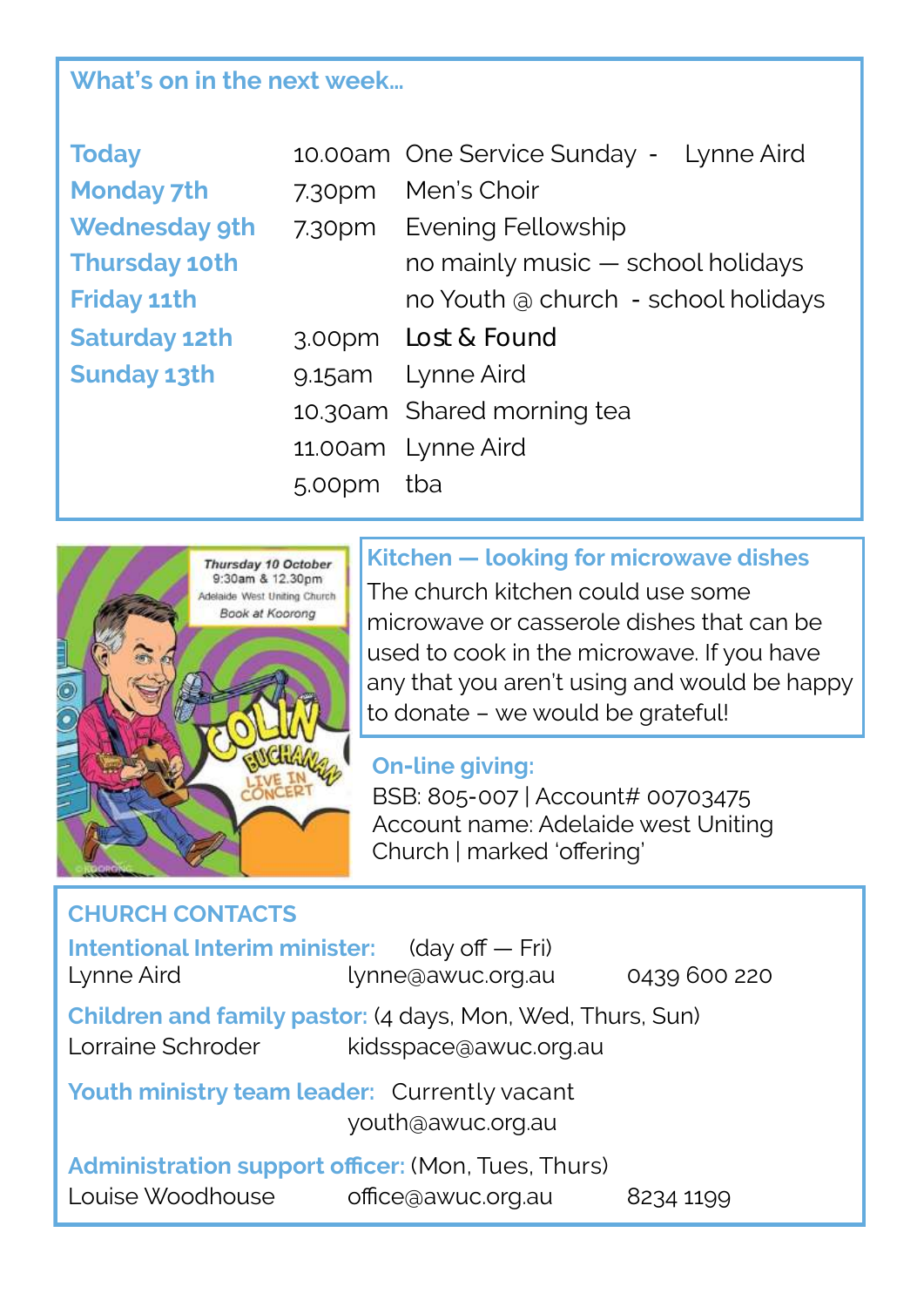## What's on in the next week...

| | | |
|---|---|---|
| **Today** | 10.00am | One Service Sunday - Lynne Aird |
| **Monday 7th** | 7.30pm | Men's Choir |
| **Wednesday 9th** | 7.30pm | Evening Fellowship |
| **Thursday 10th** | | no mainly music — school holidays |
| **Friday 11th** | | no Youth @ church - school holidays |
| **Saturday 12th** | 3.00pm | Lost & Found |
| **Sunday 13th** | 9.15am | Lynne Aird |
| | 10.30am | Shared morning tea |
| | 11.00am | Lynne Aird |
| | 5.00pm | tba |

Thursday 10 October
9:30am & 12.30pm
Adelaide West Uniting Church
Book at Koorong

COLIN BUCHANAN
LIVE IN CONCERT

### Kitchen — looking for microwave dishes

The church kitchen could use some microwave or casserole dishes that can be used to cook in the microwave. If you have any that you aren't using and would be happy to donate – we would be grateful!

### On-line giving:

BSB: 805-007 | Account# 00703475
Account name: Adelaide west Uniting Church | marked 'offering'

## CHURCH CONTACTS

**Intentional Interim minister:** (day off — Fri)
Lynne Aird lynne@awuc.org.au 0439 600 220

**Children and family pastor:** (4 days, Mon, Wed, Thurs, Sun)
Lorraine Schroder kidsspace@awuc.org.au

**Youth ministry team leader:** Currently vacant
youth@awuc.org.au

**Administration support officer:** (Mon, Tues, Thurs)
Louise Woodhouse office@awuc.org.au 8234 1199